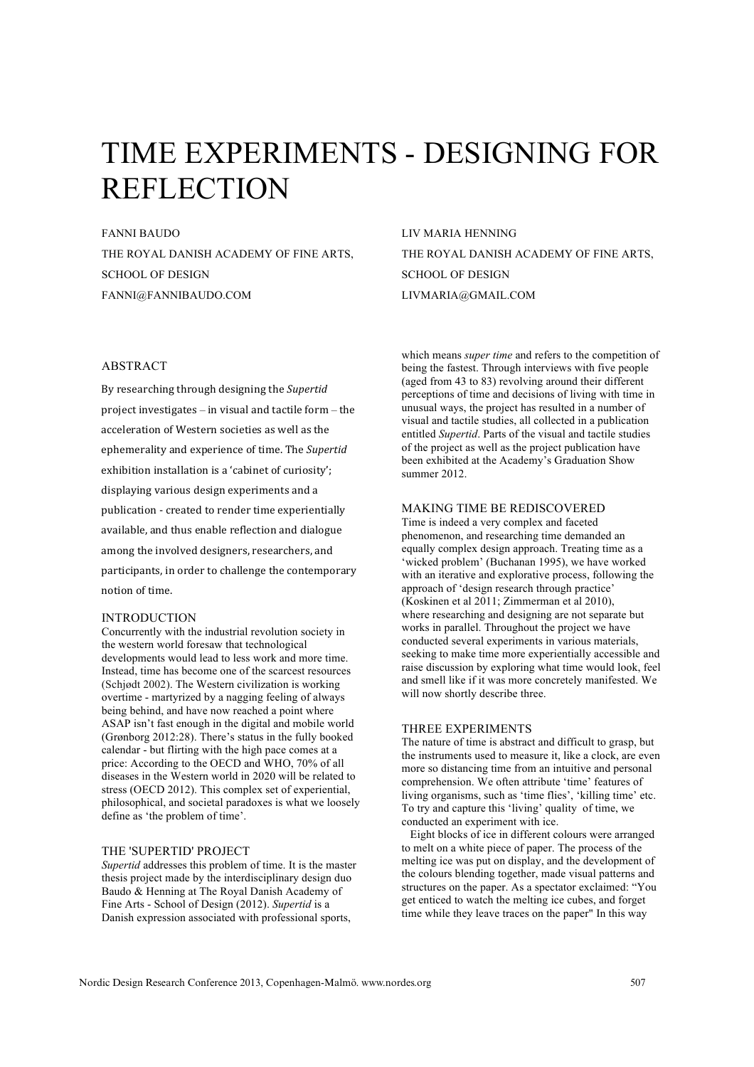# TIME EXPERIMENTS - DESIGNING FOR REFLECTION

FANNI BAUDO
THE ROYAL DANISH ACADEMY OF FINE ARTS,
SCHOOL OF DESIGN
FANNI@FANNIBAUDO.COM

LIV MARIA HENNING
THE ROYAL DANISH ACADEMY OF FINE ARTS,
SCHOOL OF DESIGN
LIVMARIA@GMAIL.COM

## ABSTRACT

By researching through designing the *Supertid* project investigates – in visual and tactile form – the acceleration of Western societies as well as the ephemerality and experience of time. The *Supertid* exhibition installation is a 'cabinet of curiosity'; displaying various design experiments and a publication - created to render time experientially available, and thus enable reflection and dialogue among the involved designers, researchers, and participants, in order to challenge the contemporary notion of time.

## INTRODUCTION

Concurrently with the industrial revolution society in the western world foresaw that technological developments would lead to less work and more time. Instead, time has become one of the scarcest resources (Schjødt 2002). The Western civilization is working overtime - martyrized by a nagging feeling of always being behind, and have now reached a point where ASAP isn't fast enough in the digital and mobile world (Grønborg 2012:28). There's status in the fully booked calendar - but flirting with the high pace comes at a price: According to the OECD and WHO, 70% of all diseases in the Western world in 2020 will be related to stress (OECD 2012). This complex set of experiential, philosophical, and societal paradoxes is what we loosely define as 'the problem of time'.

## THE 'SUPERTID' PROJECT

*Supertid* addresses this problem of time. It is the master thesis project made by the interdisciplinary design duo Baudo & Henning at The Royal Danish Academy of Fine Arts - School of Design (2012). *Supertid* is a Danish expression associated with professional sports, which means *super time* and refers to the competition of being the fastest. Through interviews with five people (aged from 43 to 83) revolving around their different perceptions of time and decisions of living with time in unusual ways, the project has resulted in a number of visual and tactile studies, all collected in a publication entitled *Supertid*. Parts of the visual and tactile studies of the project as well as the project publication have been exhibited at the Academy's Graduation Show summer 2012.

## MAKING TIME BE REDISCOVERED

Time is indeed a very complex and faceted phenomenon, and researching time demanded an equally complex design approach. Treating time as a 'wicked problem' (Buchanan 1995), we have worked with an iterative and explorative process, following the approach of 'design research through practice' (Koskinen et al 2011; Zimmerman et al 2010), where researching and designing are not separate but works in parallel. Throughout the project we have conducted several experiments in various materials, seeking to make time more experientially accessible and raise discussion by exploring what time would look, feel and smell like if it was more concretely manifested. We will now shortly describe three.

## THREE EXPERIMENTS

The nature of time is abstract and difficult to grasp, but the instruments used to measure it, like a clock, are even more so distancing time from an intuitive and personal comprehension. We often attribute 'time' features of living organisms, such as 'time flies', 'killing time' etc. To try and capture this 'living' quality of time, we conducted an experiment with ice.

Eight blocks of ice in different colours were arranged to melt on a white piece of paper. The process of the melting ice was put on display, and the development of the colours blending together, made visual patterns and structures on the paper. As a spectator exclaimed: "You get enticed to watch the melting ice cubes, and forget time while they leave traces on the paper" In this way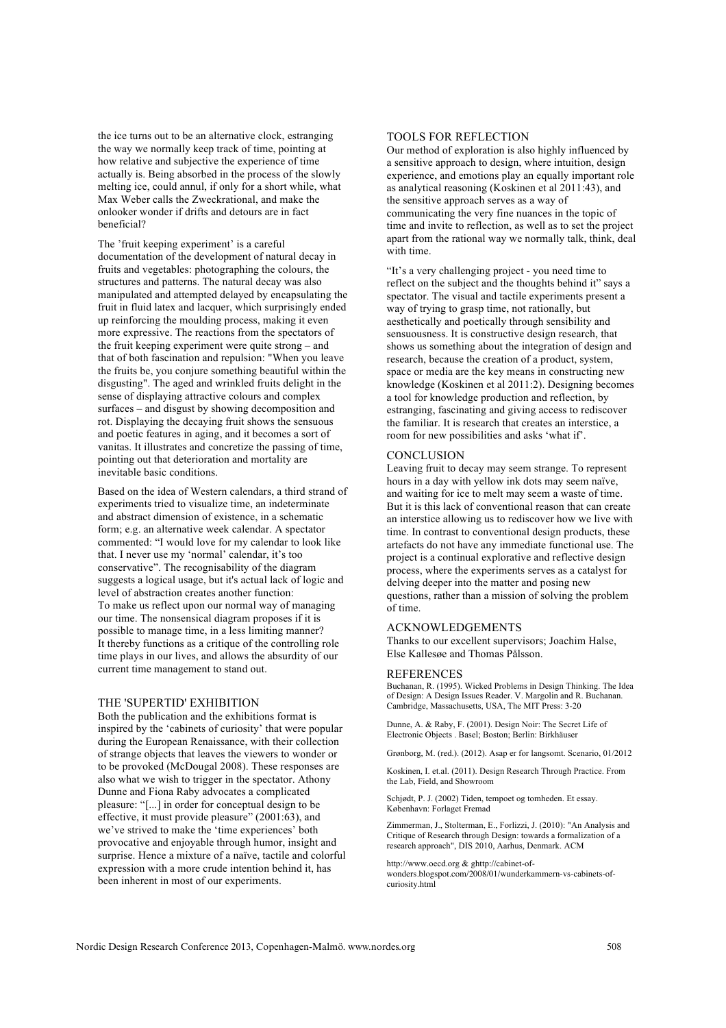the ice turns out to be an alternative clock, estranging the way we normally keep track of time, pointing at how relative and subjective the experience of time actually is. Being absorbed in the process of the slowly melting ice, could annul, if only for a short while, what Max Weber calls the Zweckrational, and make the onlooker wonder if drifts and detours are in fact beneficial?

The 'fruit keeping experiment' is a careful documentation of the development of natural decay in fruits and vegetables: photographing the colours, the structures and patterns. The natural decay was also manipulated and attempted delayed by encapsulating the fruit in fluid latex and lacquer, which surprisingly ended up reinforcing the moulding process, making it even more expressive. The reactions from the spectators of the fruit keeping experiment were quite strong – and that of both fascination and repulsion: "When you leave the fruits be, you conjure something beautiful within the disgusting". The aged and wrinkled fruits delight in the sense of displaying attractive colours and complex surfaces – and disgust by showing decomposition and rot. Displaying the decaying fruit shows the sensuous and poetic features in aging, and it becomes a sort of vanitas. It illustrates and concretize the passing of time, pointing out that deterioration and mortality are inevitable basic conditions.

Based on the idea of Western calendars, a third strand of experiments tried to visualize time, an indeterminate and abstract dimension of existence, in a schematic form; e.g. an alternative week calendar. A spectator commented: "I would love for my calendar to look like that. I never use my 'normal' calendar, it's too conservative". The recognisability of the diagram suggests a logical usage, but it's actual lack of logic and level of abstraction creates another function:
To make us reflect upon our normal way of managing our time. The nonsensical diagram proposes if it is possible to manage time, in a less limiting manner? It thereby functions as a critique of the controlling role time plays in our lives, and allows the absurdity of our current time management to stand out.

## THE 'SUPERTID' EXHIBITION

Both the publication and the exhibitions format is inspired by the 'cabinets of curiosity' that were popular during the European Renaissance, with their collection of strange objects that leaves the viewers to wonder or to be provoked (McDougal 2008). These responses are also what we wish to trigger in the spectator. Athony Dunne and Fiona Raby advocates a complicated pleasure: "[...] in order for conceptual design to be effective, it must provide pleasure" (2001:63), and we've strived to make the 'time experiences' both provocative and enjoyable through humor, insight and surprise. Hence a mixture of a naïve, tactile and colorful expression with a more crude intention behind it, has been inherent in most of our experiments.

## TOOLS FOR REFLECTION

Our method of exploration is also highly influenced by a sensitive approach to design, where intuition, design experience, and emotions play an equally important role as analytical reasoning (Koskinen et al 2011:43), and the sensitive approach serves as a way of communicating the very fine nuances in the topic of time and invite to reflection, as well as to set the project apart from the rational way we normally talk, think, deal with time.

"It's a very challenging project - you need time to reflect on the subject and the thoughts behind it" says a spectator. The visual and tactile experiments present a way of trying to grasp time, not rationally, but aesthetically and poetically through sensibility and sensuousness. It is constructive design research, that shows us something about the integration of design and research, because the creation of a product, system, space or media are the key means in constructing new knowledge (Koskinen et al 2011:2). Designing becomes a tool for knowledge production and reflection, by estranging, fascinating and giving access to rediscover the familiar. It is research that creates an interstice, a room for new possibilities and asks 'what if'.

## CONCLUSION

Leaving fruit to decay may seem strange. To represent hours in a day with yellow ink dots may seem naïve, and waiting for ice to melt may seem a waste of time. But it is this lack of conventional reason that can create an interstice allowing us to rediscover how we live with time. In contrast to conventional design products, these artefacts do not have any immediate functional use. The project is a continual explorative and reflective design process, where the experiments serves as a catalyst for delving deeper into the matter and posing new questions, rather than a mission of solving the problem of time.

## ACKNOWLEDGEMENTS

Thanks to our excellent supervisors; Joachim Halse, Else Kallesøe and Thomas Pålsson.

## REFERENCES

Buchanan, R. (1995). Wicked Problems in Design Thinking. The Idea of Design: A Design Issues Reader. V. Margolin and R. Buchanan. Cambridge, Massachusetts, USA, The MIT Press: 3-20

Dunne, A. & Raby, F. (2001). Design Noir: The Secret Life of Electronic Objects . Basel; Boston; Berlin: Birkhäuser

Grønborg, M. (red.). (2012). Asap er for langsomt. Scenario, 01/2012

Koskinen, I. et.al. (2011). Design Research Through Practice. From the Lab, Field, and Showroom

Schjødt, P. J. (2002) Tiden, tempoet og tomheden. Et essay. København: Forlaget Fremad

Zimmerman, J., Stolterman, E., Forlizzi, J. (2010): "An Analysis and Critique of Research through Design: towards a formalization of a research approach", DIS 2010, Aarhus, Denmark. ACM

http://www.oecd.org & ghttp://cabinet-of-wonders.blogspot.com/2008/01/wunderkammern-vs-cabinets-of-curiosity.html